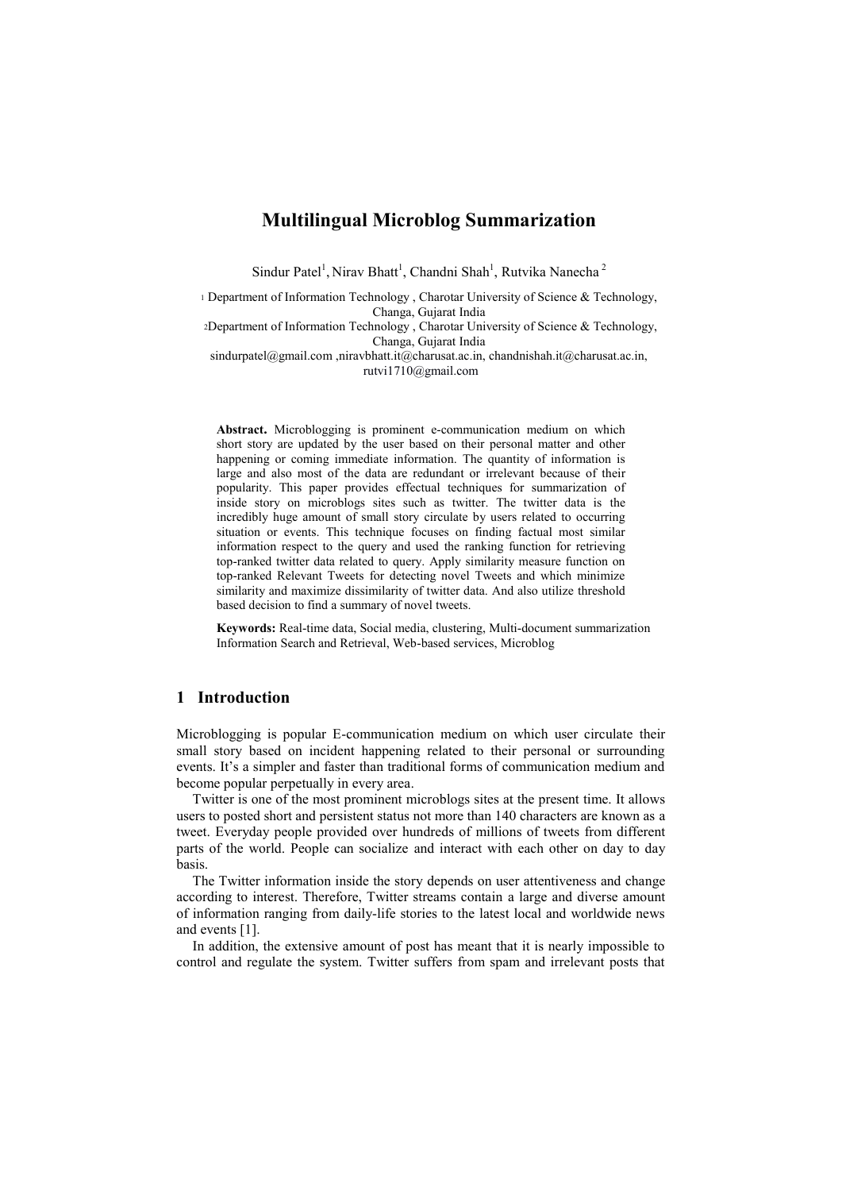# Multilingual Microblog Summarization

Sindur Patel[1], Nirav Bhatt[1], Chandni Shah[1], Rutvika Nanecha [2]

[1] Department of Information Technology , Charotar University of Science & Technology, Changa, Gujarat India

[2]Department of Information Technology , Charotar University of Science & Technology, Changa, Gujarat India

sindurpatel@gmail.com ,niravbhatt.it@charusat.ac.in, chandnishah.it@charusat.ac.in, rutvi1710@gmail.com

**Abstract.** Microblogging is prominent e-communication medium on which short story are updated by the user based on their personal matter and other happening or coming immediate information. The quantity of information is large and also most of the data are redundant or irrelevant because of their popularity. This paper provides effectual techniques for summarization of inside story on microblogs sites such as twitter. The twitter data is the incredibly huge amount of small story circulate by users related to occurring situation or events. This technique focuses on finding factual most similar information respect to the query and used the ranking function for retrieving top-ranked twitter data related to query. Apply similarity measure function on top-ranked Relevant Tweets for detecting novel Tweets and which minimize similarity and maximize dissimilarity of twitter data. And also utilize threshold based decision to find a summary of novel tweets.

**Keywords:** Real-time data, Social media, clustering, Multi-document summarization Information Search and Retrieval, Web-based services, Microblog

## 1 Introduction

Microblogging is popular E-communication medium on which user circulate their small story based on incident happening related to their personal or surrounding events. It's a simpler and faster than traditional forms of communication medium and become popular perpetually in every area.

Twitter is one of the most prominent microblogs sites at the present time. It allows users to posted short and persistent status not more than 140 characters are known as a tweet. Everyday people provided over hundreds of millions of tweets from different parts of the world. People can socialize and interact with each other on day to day basis.

The Twitter information inside the story depends on user attentiveness and change according to interest. Therefore, Twitter streams contain a large and diverse amount of information ranging from daily-life stories to the latest local and worldwide news and events [1].

In addition, the extensive amount of post has meant that it is nearly impossible to control and regulate the system. Twitter suffers from spam and irrelevant posts that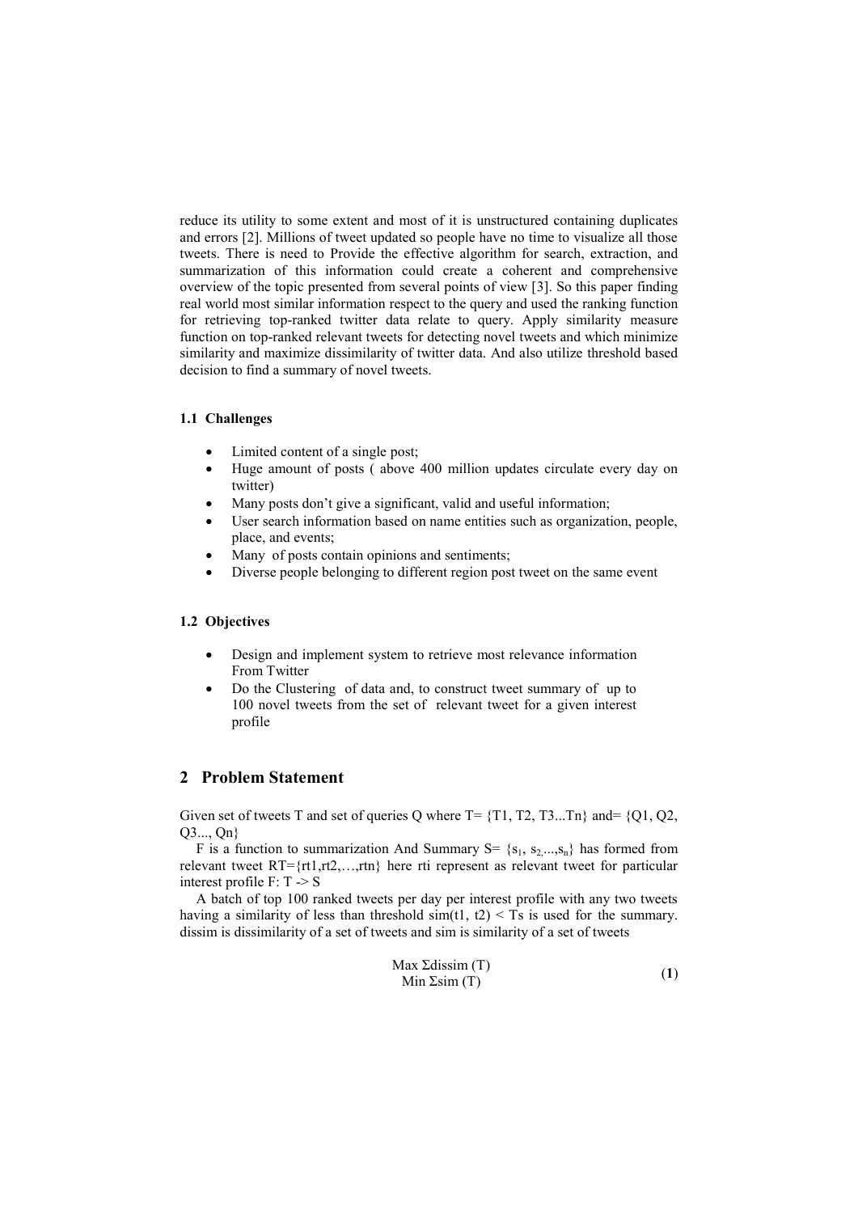reduce its utility to some extent and most of it is unstructured containing duplicates and errors [2]. Millions of tweet updated so people have no time to visualize all those tweets. There is need to Provide the effective algorithm for search, extraction, and summarization of this information could create a coherent and comprehensive overview of the topic presented from several points of view [3]. So this paper finding real world most similar information respect to the query and used the ranking function for retrieving top-ranked twitter data relate to query. Apply similarity measure function on top-ranked relevant tweets for detecting novel tweets and which minimize similarity and maximize dissimilarity of twitter data. And also utilize threshold based decision to find a summary of novel tweets.

### 1.1 Challenges

- Limited content of a single post;
- Huge amount of posts ( above 400 million updates circulate every day on twitter)
- Many posts don't give a significant, valid and useful information;
- User search information based on name entities such as organization, people, place, and events;
- Many of posts contain opinions and sentiments;
- Diverse people belonging to different region post tweet on the same event

### 1.2 Objectives

- Design and implement system to retrieve most relevance information From Twitter
- Do the Clustering of data and, to construct tweet summary of up to 100 novel tweets from the set of relevant tweet for a given interest profile

## 2 Problem Statement

Given set of tweets T and set of queries Q where T= {T1, T2, T3...Tn} and= {Q1, Q2, Q3..., Qn}

F is a function to summarization And Summary S= $\{s_1, s_2, ..., s_n\}$ has formed from relevant tweet RT={rt1,rt2,…,rtn} here rti represent as relevant tweet for particular interest profile F: T -> S

A batch of top 100 ranked tweets per day per interest profile with any two tweets having a similarity of less than threshold $sim(t1, t2) < Ts$ is used for the summary. dissim is dissimilarity of a set of tweets and sim is similarity of a set of tweets

$$\begin{gathered} \text{Max } \Sigma \text{dissim (T)} \\ \text{Min } \Sigma \text{sim (T)} \end{gathered} \quad (1)$$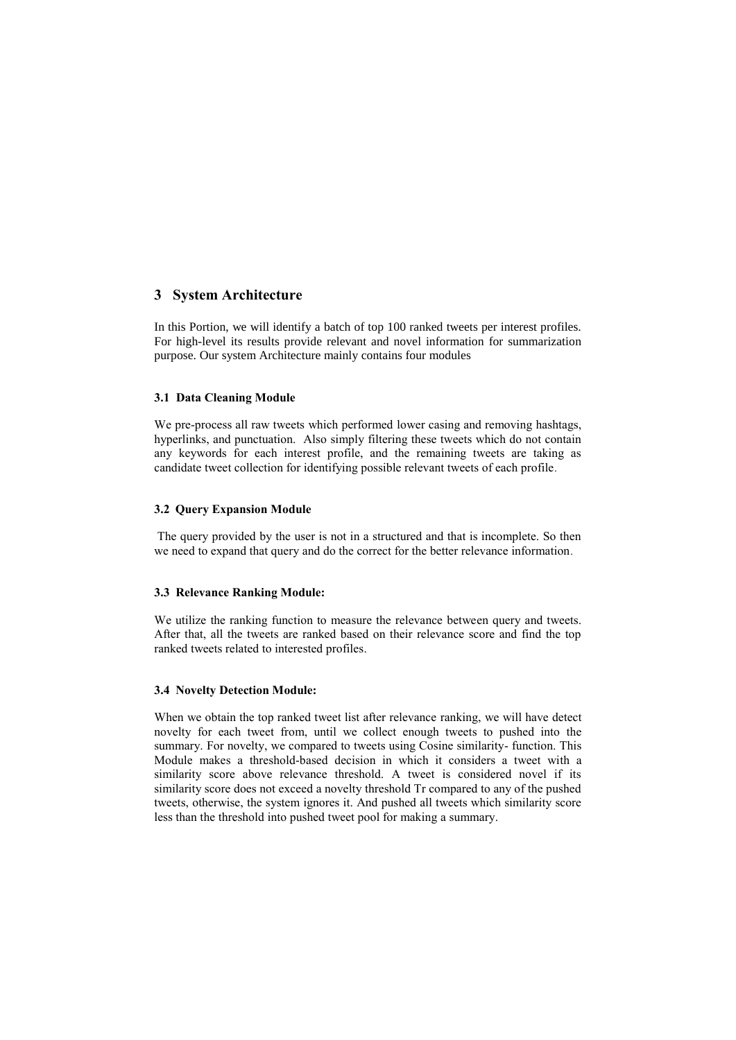## 3 System Architecture

In this Portion, we will identify a batch of top 100 ranked tweets per interest profiles. For high-level its results provide relevant and novel information for summarization purpose. Our system Architecture mainly contains four modules

### 3.1 Data Cleaning Module

We pre-process all raw tweets which performed lower casing and removing hashtags, hyperlinks, and punctuation. Also simply filtering these tweets which do not contain any keywords for each interest profile, and the remaining tweets are taking as candidate tweet collection for identifying possible relevant tweets of each profile.

### 3.2 Query Expansion Module

The query provided by the user is not in a structured and that is incomplete. So then we need to expand that query and do the correct for the better relevance information.

### 3.3 Relevance Ranking Module:

We utilize the ranking function to measure the relevance between query and tweets. After that, all the tweets are ranked based on their relevance score and find the top ranked tweets related to interested profiles.

### 3.4 Novelty Detection Module:

When we obtain the top ranked tweet list after relevance ranking, we will have detect novelty for each tweet from, until we collect enough tweets to pushed into the summary. For novelty, we compared to tweets using Cosine similarity- function. This Module makes a threshold-based decision in which it considers a tweet with a similarity score above relevance threshold. A tweet is considered novel if its similarity score does not exceed a novelty threshold Tr compared to any of the pushed tweets, otherwise, the system ignores it. And pushed all tweets which similarity score less than the threshold into pushed tweet pool for making a summary.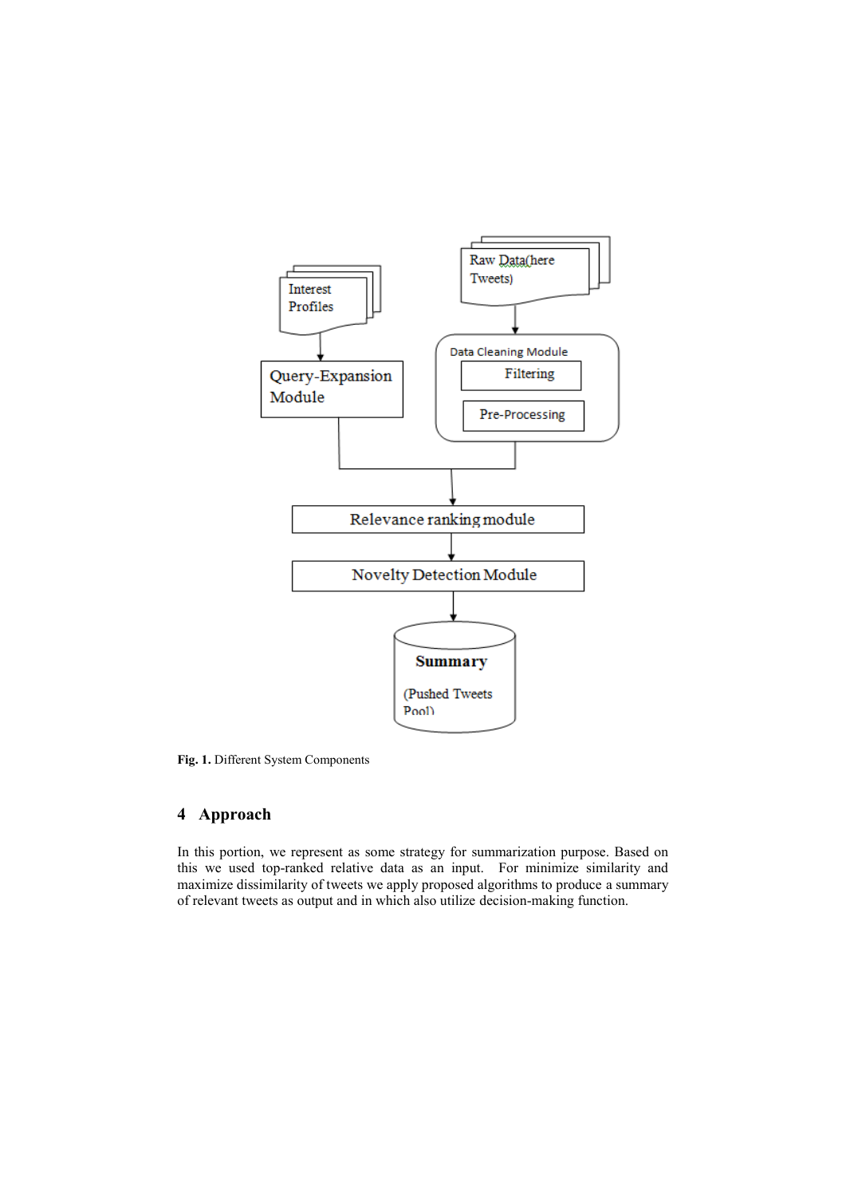Fig. 1. Different System Components

## 4 Approach

In this portion, we represent as some strategy for summarization purpose. Based on this we used top-ranked relative data as an input. For minimize similarity and maximize dissimilarity of tweets we apply proposed algorithms to produce a summary of relevant tweets as output and in which also utilize decision-making function.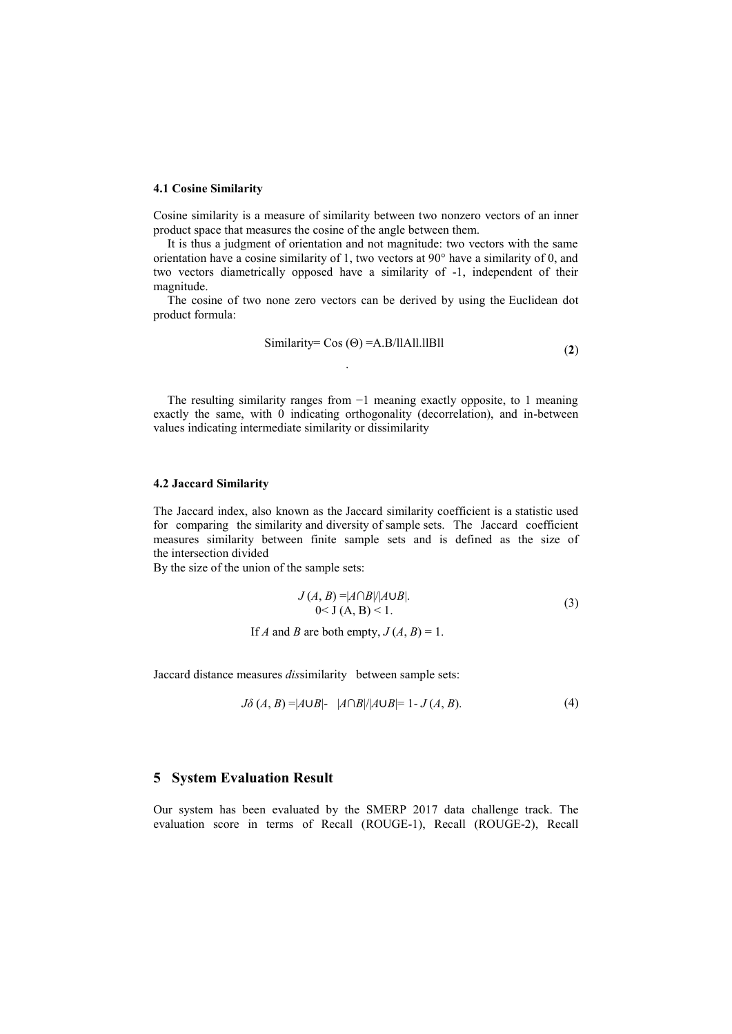### 4.1 Cosine Similarity

Cosine similarity is a measure of similarity between two nonzero vectors of an inner product space that measures the cosine of the angle between them.

It is thus a judgment of orientation and not magnitude: two vectors with the same orientation have a cosine similarity of 1, two vectors at 90° have a similarity of 0, and two vectors diametrically opposed have a similarity of -1, independent of their magnitude.

The cosine of two none zero vectors can be derived by using the Euclidean dot product formula:

$$\text{Similarity} = \text{Cos}(\Theta) = A.B / \|A\|.\|B\| \quad (2)$$

The resulting similarity ranges from −1 meaning exactly opposite, to 1 meaning exactly the same, with 0 indicating orthogonality (decorrelation), and in-between values indicating intermediate similarity or dissimilarity

### 4.2 Jaccard Similarity

The Jaccard index, also known as the Jaccard similarity coefficient is a statistic used for comparing the similarity and diversity of sample sets. The Jaccard coefficient measures similarity between finite sample sets and is defined as the size of the intersection divided

By the size of the union of the sample sets:

$$J(A, B) = |A \cap B| / |A \cup B|. \quad (3)$$
$$0 < J(A, B) < 1.$$

If $A$ and $B$ are both empty, $J(A, B) = 1$.

Jaccard distance measures *dis*similarity between sample sets:

$$J\delta(A, B) = |A \cup B| - |A \cap B| / |A \cup B| = 1 - J(A, B). \quad (4)$$

## 5 System Evaluation Result

Our system has been evaluated by the SMERP 2017 data challenge track. The evaluation score in terms of Recall (ROUGE-1), Recall (ROUGE-2), Recall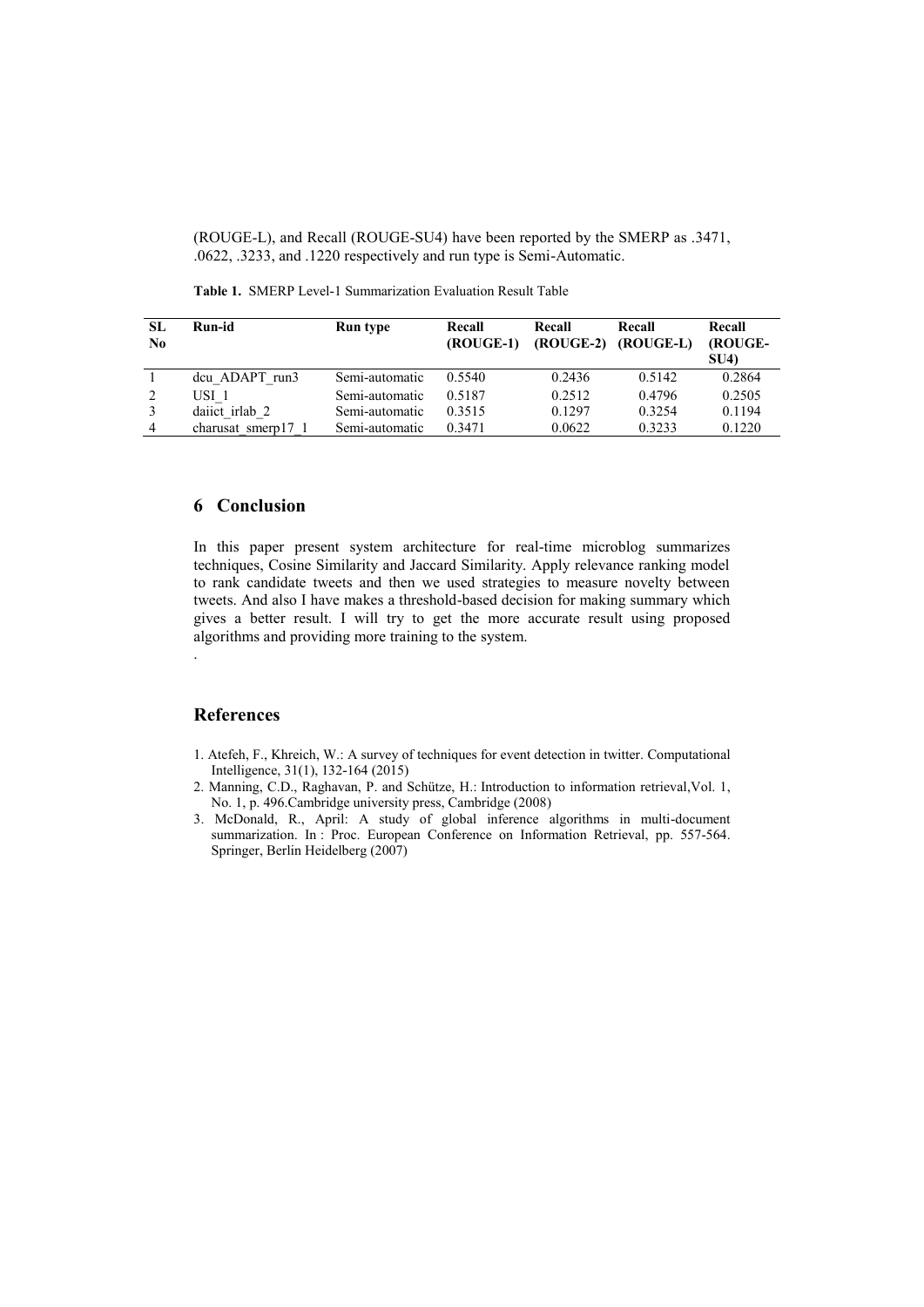(ROUGE-L), and Recall (ROUGE-SU4) have been reported by the SMERP as .3471, .0622, .3233, and .1220 respectively and run type is Semi-Automatic.

**Table 1.** SMERP Level-1 Summarization Evaluation Result Table

| SL No | Run-id | Run type | Recall (ROUGE-1) | Recall (ROUGE-2) | Recall (ROUGE-L) | Recall (ROUGE-SU4) |
|---|---|---|---|---|---|---|
| 1 | dcu_ADAPT_run3 | Semi-automatic | 0.5540 | 0.2436 | 0.5142 | 0.2864 |
| 2 | USI_1 | Semi-automatic | 0.5187 | 0.2512 | 0.4796 | 0.2505 |
| 3 | daiict_irlab_2 | Semi-automatic | 0.3515 | 0.1297 | 0.3254 | 0.1194 |
| 4 | charusat_smerp17_1 | Semi-automatic | 0.3471 | 0.0622 | 0.3233 | 0.1220 |

## 6 Conclusion

In this paper present system architecture for real-time microblog summarizes techniques, Cosine Similarity and Jaccard Similarity. Apply relevance ranking model to rank candidate tweets and then we used strategies to measure novelty between tweets. And also I have makes a threshold-based decision for making summary which gives a better result. I will try to get the more accurate result using proposed algorithms and providing more training to the system.

.

## References

1. Atefeh, F., Khreich, W.: A survey of techniques for event detection in twitter. Computational Intelligence, 31(1), 132-164 (2015)
2. Manning, C.D., Raghavan, P. and Schütze, H.: Introduction to information retrieval,Vol. 1, No. 1, p. 496.Cambridge university press, Cambridge (2008)
3. McDonald, R., April: A study of global inference algorithms in multi-document summarization. In : Proc. European Conference on Information Retrieval, pp. 557-564. Springer, Berlin Heidelberg (2007)